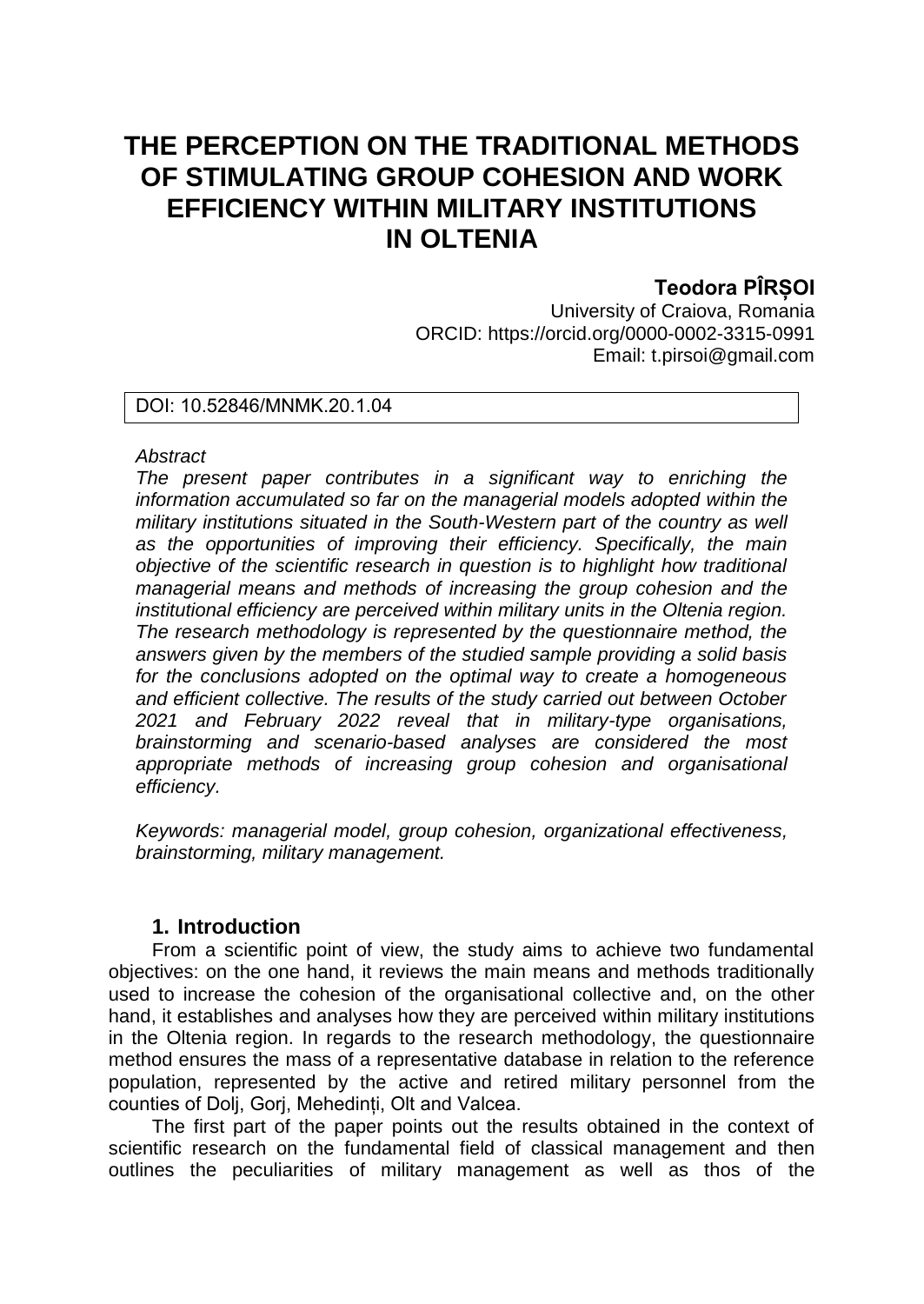# THE PERCEPTION ON THE TRADITIONAL METHODS OF STIMULATING GROUP COHESION AND WORK EFFICIENCY WITHIN MILITARY INSTITUTIONS IN OLTENIA

**Teodora PÎRȘOI**

University of Craiova, Romania
ORCID: https://orcid.org/0000-0002-3315-0991
Email: t.pirsoi@gmail.com

DOI: 10.52846/MNMK.20.1.04

*Abstract*

*The present paper contributes in a significant way to enriching the information accumulated so far on the managerial models adopted within the military institutions situated in the South-Western part of the country as well as the opportunities of improving their efficiency. Specifically, the main objective of the scientific research in question is to highlight how traditional managerial means and methods of increasing the group cohesion and the institutional efficiency are perceived within military units in the Oltenia region. The research methodology is represented by the questionnaire method, the answers given by the members of the studied sample providing a solid basis for the conclusions adopted on the optimal way to create a homogeneous and efficient collective. The results of the study carried out between October 2021 and February 2022 reveal that in military-type organisations, brainstorming and scenario-based analyses are considered the most appropriate methods of increasing group cohesion and organisational efficiency.*

*Keywords: managerial model, group cohesion, organizational effectiveness, brainstorming, military management.*

## 1. Introduction

From a scientific point of view, the study aims to achieve two fundamental objectives: on the one hand, it reviews the main means and methods traditionally used to increase the cohesion of the organisational collective and, on the other hand, it establishes and analyses how they are perceived within military institutions in the Oltenia region. In regards to the research methodology, the questionnaire method ensures the mass of a representative database in relation to the reference population, represented by the active and retired military personnel from the counties of Dolj, Gorj, Mehedinți, Olt and Valcea.

The first part of the paper points out the results obtained in the context of scientific research on the fundamental field of classical management and then outlines the peculiarities of military management as well as thos of the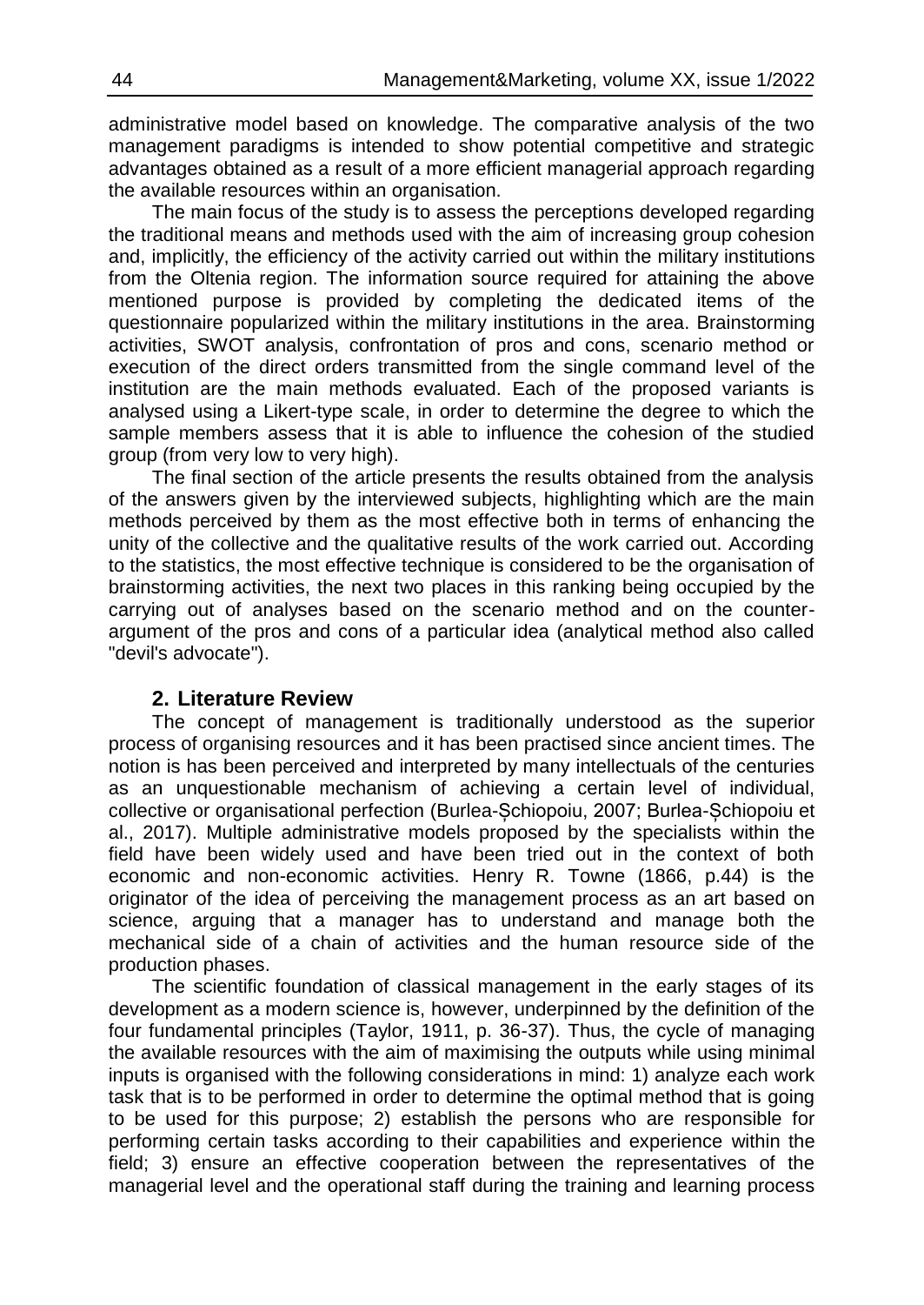administrative model based on knowledge. The comparative analysis of the two management paradigms is intended to show potential competitive and strategic advantages obtained as a result of a more efficient managerial approach regarding the available resources within an organisation.

The main focus of the study is to assess the perceptions developed regarding the traditional means and methods used with the aim of increasing group cohesion and, implicitly, the efficiency of the activity carried out within the military institutions from the Oltenia region. The information source required for attaining the above mentioned purpose is provided by completing the dedicated items of the questionnaire popularized within the military institutions in the area. Brainstorming activities, SWOT analysis, confrontation of pros and cons, scenario method or execution of the direct orders transmitted from the single command level of the institution are the main methods evaluated. Each of the proposed variants is analysed using a Likert-type scale, in order to determine the degree to which the sample members assess that it is able to influence the cohesion of the studied group (from very low to very high).

The final section of the article presents the results obtained from the analysis of the answers given by the interviewed subjects, highlighting which are the main methods perceived by them as the most effective both in terms of enhancing the unity of the collective and the qualitative results of the work carried out. According to the statistics, the most effective technique is considered to be the organisation of brainstorming activities, the next two places in this ranking being occupied by the carrying out of analyses based on the scenario method and on the counter-argument of the pros and cons of a particular idea (analytical method also called "devil's advocate").

## 2. Literature Review

The concept of management is traditionally understood as the superior process of organising resources and it has been practised since ancient times. The notion is has been perceived and interpreted by many intellectuals of the centuries as an unquestionable mechanism of achieving a certain level of individual, collective or organisational perfection (Burlea-Șchiopoiu, 2007; Burlea-Șchiopoiu et al., 2017). Multiple administrative models proposed by the specialists within the field have been widely used and have been tried out in the context of both economic and non-economic activities. Henry R. Towne (1866, p.44) is the originator of the idea of perceiving the management process as an art based on science, arguing that a manager has to understand and manage both the mechanical side of a chain of activities and the human resource side of the production phases.

The scientific foundation of classical management in the early stages of its development as a modern science is, however, underpinned by the definition of the four fundamental principles (Taylor, 1911, p. 36-37). Thus, the cycle of managing the available resources with the aim of maximising the outputs while using minimal inputs is organised with the following considerations in mind: 1) analyze each work task that is to be performed in order to determine the optimal method that is going to be used for this purpose; 2) establish the persons who are responsible for performing certain tasks according to their capabilities and experience within the field; 3) ensure an effective cooperation between the representatives of the managerial level and the operational staff during the training and learning process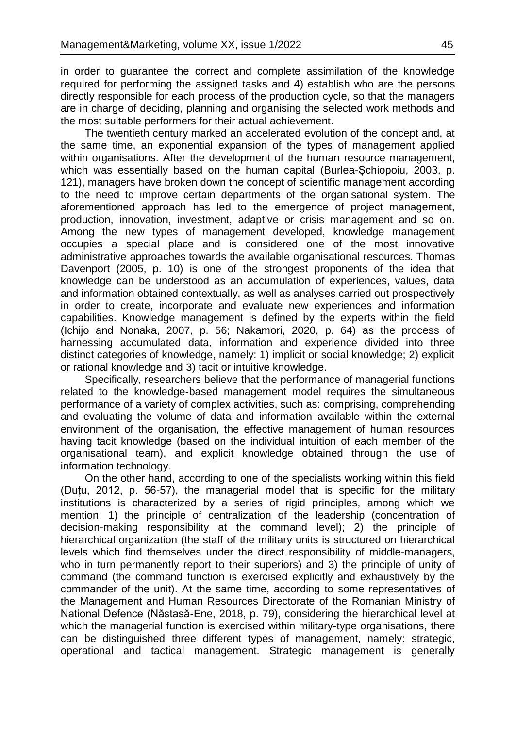in order to guarantee the correct and complete assimilation of the knowledge required for performing the assigned tasks and 4) establish who are the persons directly responsible for each process of the production cycle, so that the managers are in charge of deciding, planning and organising the selected work methods and the most suitable performers for their actual achievement.

The twentieth century marked an accelerated evolution of the concept and, at the same time, an exponential expansion of the types of management applied within organisations. After the development of the human resource management, which was essentially based on the human capital (Burlea-Șchiopoiu, 2003, p. 121), managers have broken down the concept of scientific management according to the need to improve certain departments of the organisational system. The aforementioned approach has led to the emergence of project management, production, innovation, investment, adaptive or crisis management and so on. Among the new types of management developed, knowledge management occupies a special place and is considered one of the most innovative administrative approaches towards the available organisational resources. Thomas Davenport (2005, p. 10) is one of the strongest proponents of the idea that knowledge can be understood as an accumulation of experiences, values, data and information obtained contextually, as well as analyses carried out prospectively in order to create, incorporate and evaluate new experiences and information capabilities. Knowledge management is defined by the experts within the field (Ichijo and Nonaka, 2007, p. 56; Nakamori, 2020, p. 64) as the process of harnessing accumulated data, information and experience divided into three distinct categories of knowledge, namely: 1) implicit or social knowledge; 2) explicit or rational knowledge and 3) tacit or intuitive knowledge.

Specifically, researchers believe that the performance of managerial functions related to the knowledge-based management model requires the simultaneous performance of a variety of complex activities, such as: comprising, comprehending and evaluating the volume of data and information available within the external environment of the organisation, the effective management of human resources having tacit knowledge (based on the individual intuition of each member of the organisational team), and explicit knowledge obtained through the use of information technology.

On the other hand, according to one of the specialists working within this field (Duțu, 2012, p. 56-57), the managerial model that is specific for the military institutions is characterized by a series of rigid principles, among which we mention: 1) the principle of centralization of the leadership (concentration of decision-making responsibility at the command level); 2) the principle of hierarchical organization (the staff of the military units is structured on hierarchical levels which find themselves under the direct responsibility of middle-managers, who in turn permanently report to their superiors) and 3) the principle of unity of command (the command function is exercised explicitly and exhaustively by the commander of the unit). At the same time, according to some representatives of the Management and Human Resources Directorate of the Romanian Ministry of National Defence (Năstasă-Ene, 2018, p. 79), considering the hierarchical level at which the managerial function is exercised within military-type organisations, there can be distinguished three different types of management, namely: strategic, operational and tactical management. Strategic management is generally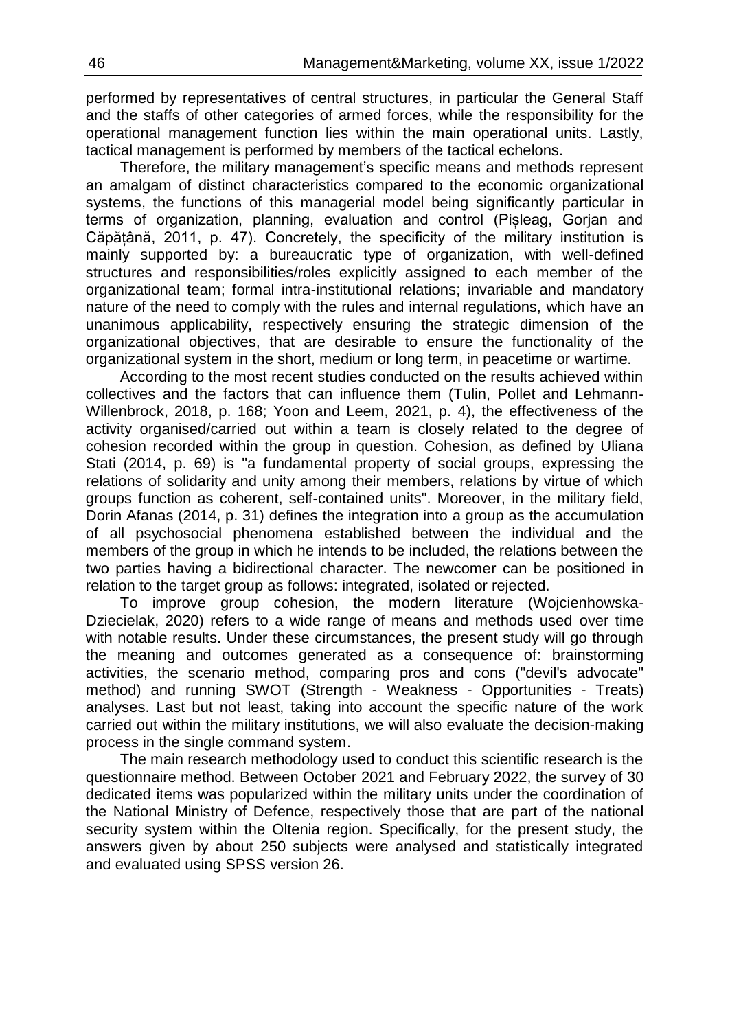performed by representatives of central structures, in particular the General Staff and the staffs of other categories of armed forces, while the responsibility for the operational management function lies within the main operational units. Lastly, tactical management is performed by members of the tactical echelons.

Therefore, the military management's specific means and methods represent an amalgam of distinct characteristics compared to the economic organizational systems, the functions of this managerial model being significantly particular in terms of organization, planning, evaluation and control (Pișleag, Gorjan and Căpățână, 2011, p. 47). Concretely, the specificity of the military institution is mainly supported by: a bureaucratic type of organization, with well-defined structures and responsibilities/roles explicitly assigned to each member of the organizational team; formal intra-institutional relations; invariable and mandatory nature of the need to comply with the rules and internal regulations, which have an unanimous applicability, respectively ensuring the strategic dimension of the organizational objectives, that are desirable to ensure the functionality of the organizational system in the short, medium or long term, in peacetime or wartime.

According to the most recent studies conducted on the results achieved within collectives and the factors that can influence them (Tulin, Pollet and Lehmann-Willenbrock, 2018, p. 168; Yoon and Leem, 2021, p. 4), the effectiveness of the activity organised/carried out within a team is closely related to the degree of cohesion recorded within the group in question. Cohesion, as defined by Uliana Stati (2014, p. 69) is "a fundamental property of social groups, expressing the relations of solidarity and unity among their members, relations by virtue of which groups function as coherent, self-contained units". Moreover, in the military field, Dorin Afanas (2014, p. 31) defines the integration into a group as the accumulation of all psychosocial phenomena established between the individual and the members of the group in which he intends to be included, the relations between the two parties having a bidirectional character. The newcomer can be positioned in relation to the target group as follows: integrated, isolated or rejected.

To improve group cohesion, the modern literature (Wojcienhowska-Dziecielak, 2020) refers to a wide range of means and methods used over time with notable results. Under these circumstances, the present study will go through the meaning and outcomes generated as a consequence of: brainstorming activities, the scenario method, comparing pros and cons ("devil's advocate" method) and running SWOT (Strength - Weakness - Opportunities - Treats) analyses. Last but not least, taking into account the specific nature of the work carried out within the military institutions, we will also evaluate the decision-making process in the single command system.

The main research methodology used to conduct this scientific research is the questionnaire method. Between October 2021 and February 2022, the survey of 30 dedicated items was popularized within the military units under the coordination of the National Ministry of Defence, respectively those that are part of the national security system within the Oltenia region. Specifically, for the present study, the answers given by about 250 subjects were analysed and statistically integrated and evaluated using SPSS version 26.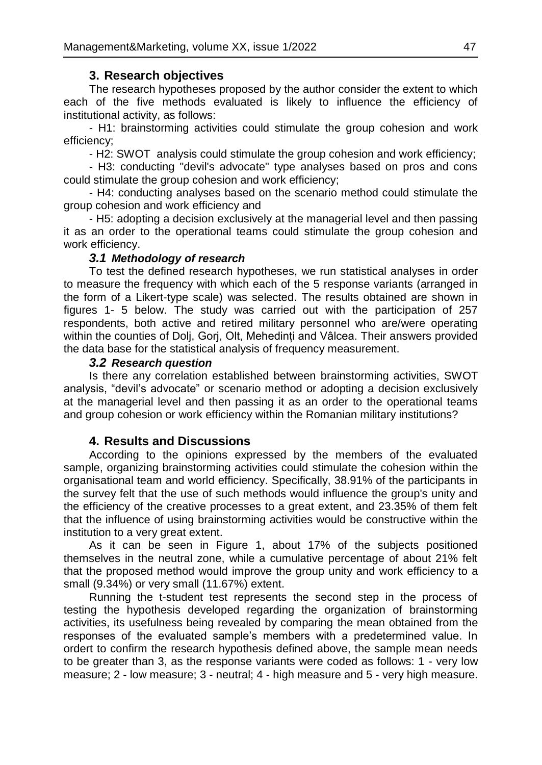## 3. Research objectives

The research hypotheses proposed by the author consider the extent to which each of the five methods evaluated is likely to influence the efficiency of institutional activity, as follows:

- H1: brainstorming activities could stimulate the group cohesion and work efficiency;
- H2: SWOT analysis could stimulate the group cohesion and work efficiency;
- H3: conducting "devil's advocate" type analyses based on pros and cons could stimulate the group cohesion and work efficiency;
- H4: conducting analyses based on the scenario method could stimulate the group cohesion and work efficiency and
- H5: adopting a decision exclusively at the managerial level and then passing it as an order to the operational teams could stimulate the group cohesion and work efficiency.

### *3.1 Methodology of research*

To test the defined research hypotheses, we run statistical analyses in order to measure the frequency with which each of the 5 response variants (arranged in the form of a Likert-type scale) was selected. The results obtained are shown in figures 1- 5 below. The study was carried out with the participation of 257 respondents, both active and retired military personnel who are/were operating within the counties of Dolj, Gorj, Olt, Mehedinți and Vâlcea. Their answers provided the data base for the statistical analysis of frequency measurement.

### *3.2 Research question*

Is there any correlation established between brainstorming activities, SWOT analysis, "devil's advocate" or scenario method or adopting a decision exclusively at the managerial level and then passing it as an order to the operational teams and group cohesion or work efficiency within the Romanian military institutions?

## 4. Results and Discussions

According to the opinions expressed by the members of the evaluated sample, organizing brainstorming activities could stimulate the cohesion within the organisational team and world efficiency. Specifically, 38.91% of the participants in the survey felt that the use of such methods would influence the group's unity and the efficiency of the creative processes to a great extent, and 23.35% of them felt that the influence of using brainstorming activities would be constructive within the institution to a very great extent.

As it can be seen in Figure 1, about 17% of the subjects positioned themselves in the neutral zone, while a cumulative percentage of about 21% felt that the proposed method would improve the group unity and work efficiency to a small (9.34%) or very small (11.67%) extent.

Running the t-student test represents the second step in the process of testing the hypothesis developed regarding the organization of brainstorming activities, its usefulness being revealed by comparing the mean obtained from the responses of the evaluated sample's members with a predetermined value. In ordert to confirm the research hypothesis defined above, the sample mean needs to be greater than 3, as the response variants were coded as follows: 1 - very low measure; 2 - low measure; 3 - neutral; 4 - high measure and 5 - very high measure.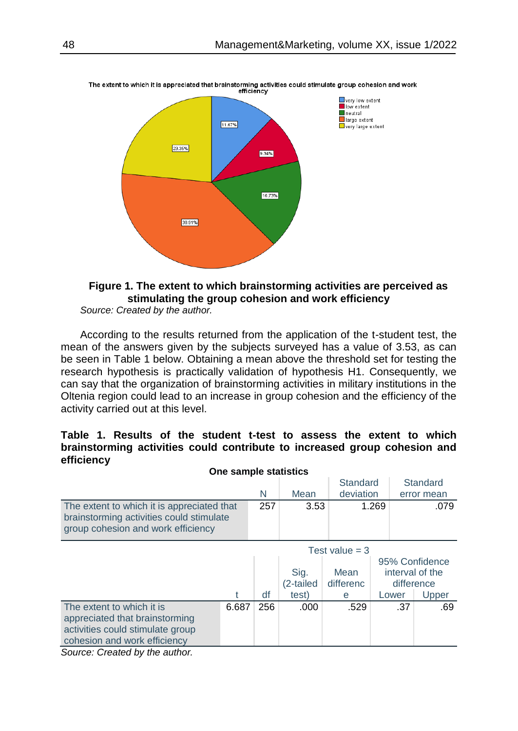**Figure 1. The extent to which brainstorming activities are perceived as stimulating the group cohesion and work efficiency**

*Source: Created by the author.*

According to the results returned from the application of the t-student test, the mean of the answers given by the subjects surveyed has a value of 3.53, as can be seen in Table 1 below. Obtaining a mean above the threshold set for testing the research hypothesis is practically validation of hypothesis H1. Consequently, we can say that the organization of brainstorming activities in military institutions in the Oltenia region could lead to an increase in group cohesion and the efficiency of the activity carried out at this level.

**Table 1. Results of the student t-test to assess the extent to which brainstorming activities could contribute to increased group cohesion and efficiency**

**One sample statistics**

| | N | Mean | Standard deviation | Standard error mean |
|---|---|---|---|---|
| The extent to which it is appreciated that brainstorming activities could stimulate group cohesion and work efficiency | 257 | 3.53 | 1.269 | .079 |

| | Test value = 3 | | | | | |
|---|---|---|---|---|---|---|
| | | | | | 95% Confidence interval of the difference | |
| | t | df | Sig. (2-tailed test) | Mean difference | Lower | Upper |
| The extent to which it is appreciated that brainstorming activities could stimulate group cohesion and work efficiency | 6.687 | 256 | .000 | .529 | .37 | .69 |

*Source: Created by the author.*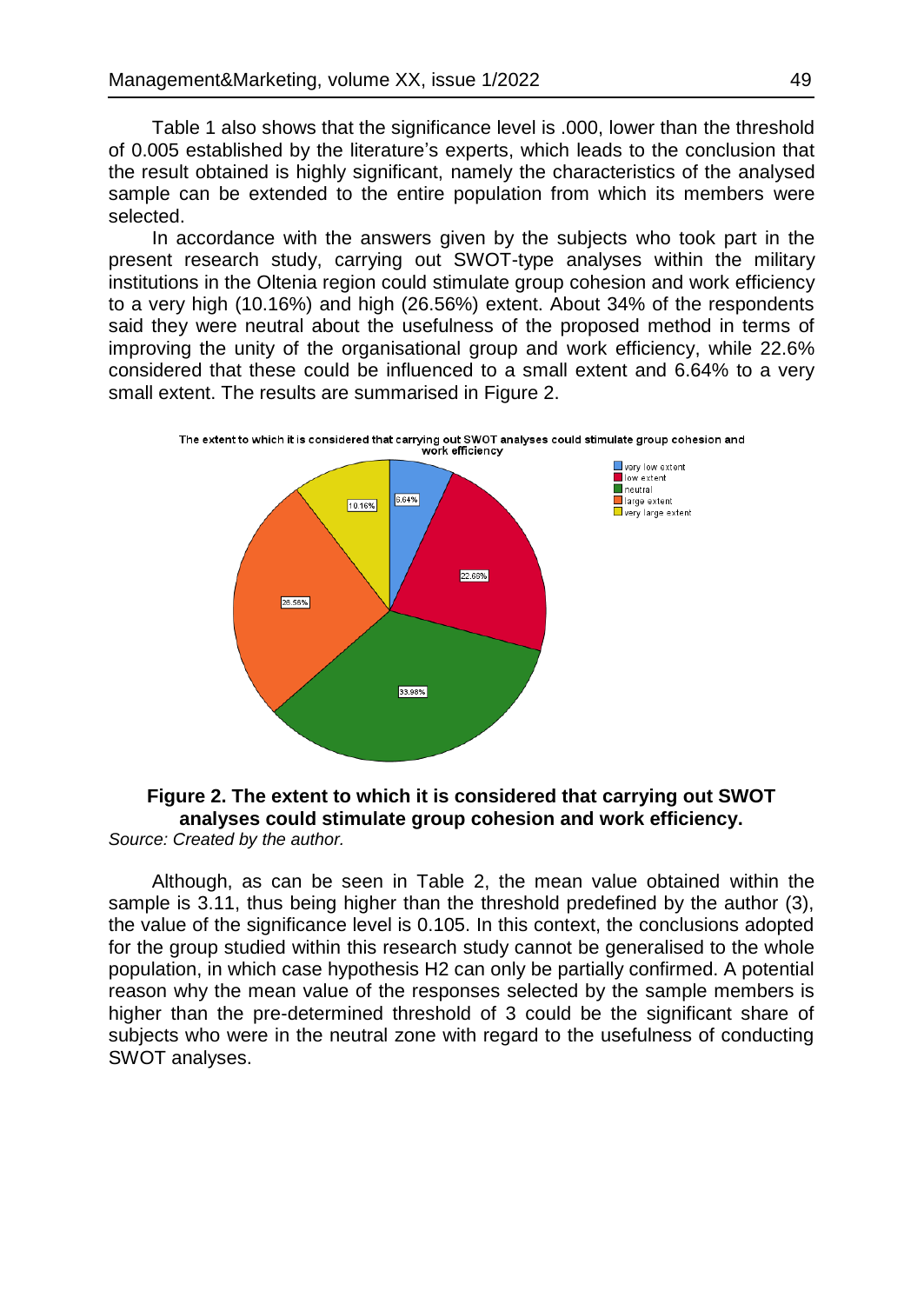Table 1 also shows that the significance level is .000, lower than the threshold of 0.005 established by the literature's experts, which leads to the conclusion that the result obtained is highly significant, namely the characteristics of the analysed sample can be extended to the entire population from which its members were selected.

In accordance with the answers given by the subjects who took part in the present research study, carrying out SWOT-type analyses within the military institutions in the Oltenia region could stimulate group cohesion and work efficiency to a very high (10.16%) and high (26.56%) extent. About 34% of the respondents said they were neutral about the usefulness of the proposed method in terms of improving the unity of the organisational group and work efficiency, while 22.6% considered that these could be influenced to a small extent and 6.64% to a very small extent. The results are summarised in Figure 2.

**Figure 2. The extent to which it is considered that carrying out SWOT analyses could stimulate group cohesion and work efficiency.**

*Source: Created by the author.*

Although, as can be seen in Table 2, the mean value obtained within the sample is 3.11, thus being higher than the threshold predefined by the author (3), the value of the significance level is 0.105. In this context, the conclusions adopted for the group studied within this research study cannot be generalised to the whole population, in which case hypothesis H2 can only be partially confirmed. A potential reason why the mean value of the responses selected by the sample members is higher than the pre-determined threshold of 3 could be the significant share of subjects who were in the neutral zone with regard to the usefulness of conducting SWOT analyses.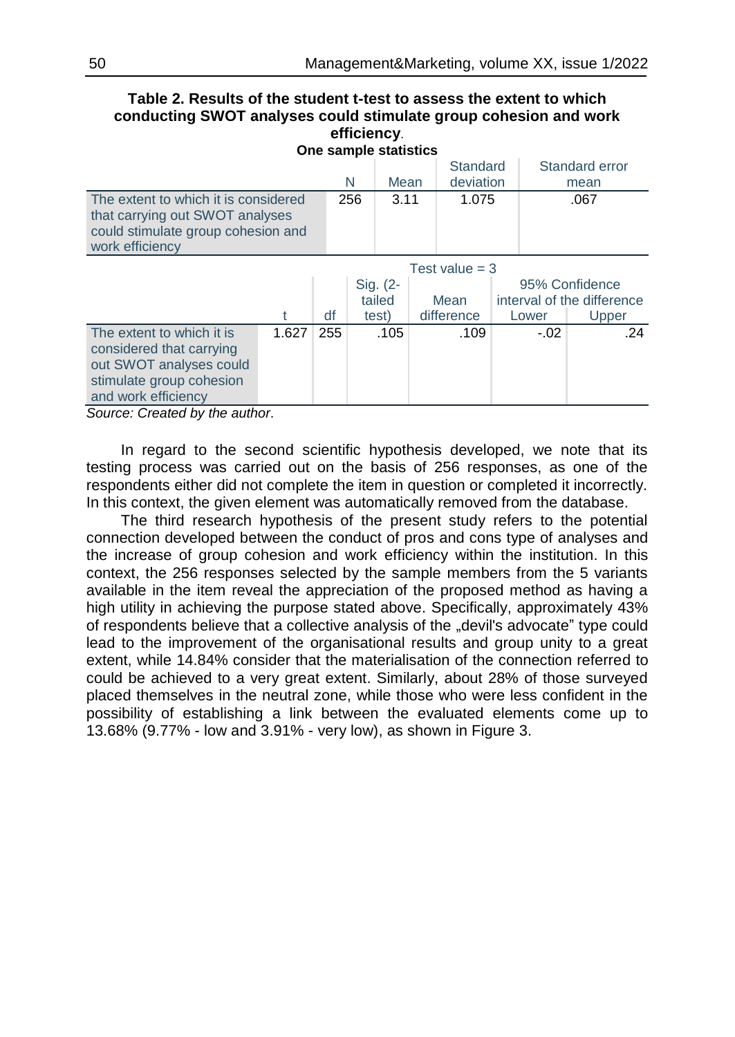**Table 2. Results of the student t-test to assess the extent to which conducting SWOT analyses could stimulate group cohesion and work efficiency.**

**One sample statistics**

| | N | Mean | Standard deviation | Standard error mean |
|---|---|---|---|---|
| The extent to which it is considered that carrying out SWOT analyses could stimulate group cohesion and work efficiency | 256 | 3.11 | 1.075 | .067 |

| | Test value = 3 | | | | | |
|---|---|---|---|---|---|---|
| | | | | | 95% Confidence interval of the difference | |
| | t | df | Sig. (2-tailed test) | Mean difference | Lower | Upper |
| The extent to which it is considered that carrying out SWOT analyses could stimulate group cohesion and work efficiency | 1.627 | 255 | .105 | .109 | -.02 | .24 |

*Source: Created by the author*.

In regard to the second scientific hypothesis developed, we note that its testing process was carried out on the basis of 256 responses, as one of the respondents either did not complete the item in question or completed it incorrectly. In this context, the given element was automatically removed from the database.

The third research hypothesis of the present study refers to the potential connection developed between the conduct of pros and cons type of analyses and the increase of group cohesion and work efficiency within the institution. In this context, the 256 responses selected by the sample members from the 5 variants available in the item reveal the appreciation of the proposed method as having a high utility in achieving the purpose stated above. Specifically, approximately 43% of respondents believe that a collective analysis of the „devil's advocate" type could lead to the improvement of the organisational results and group unity to a great extent, while 14.84% consider that the materialisation of the connection referred to could be achieved to a very great extent. Similarly, about 28% of those surveyed placed themselves in the neutral zone, while those who were less confident in the possibility of establishing a link between the evaluated elements come up to 13.68% (9.77% - low and 3.91% - very low), as shown in Figure 3.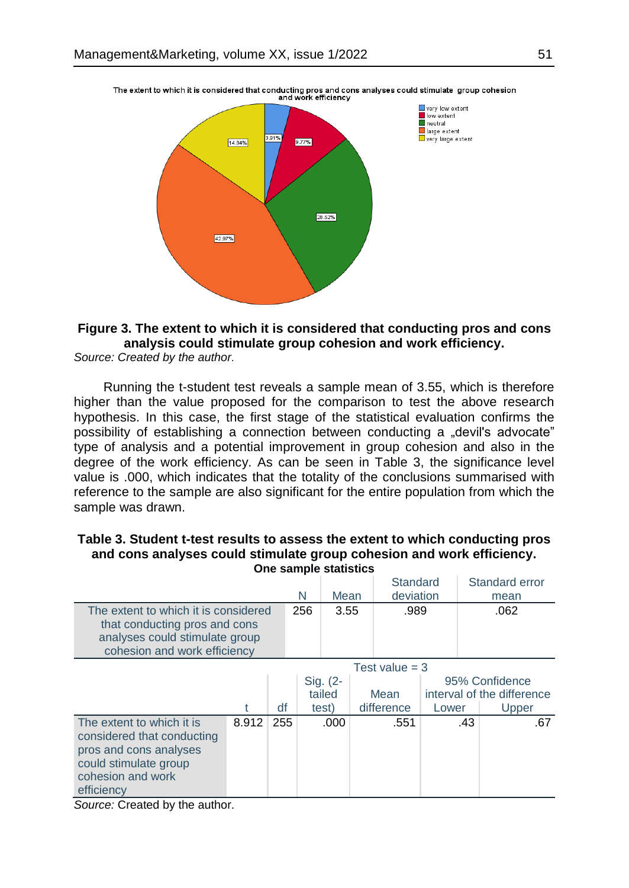**Figure 3. The extent to which it is considered that conducting pros and cons analysis could stimulate group cohesion and work efficiency.**

*Source: Created by the author.*

Running the t-student test reveals a sample mean of 3.55, which is therefore higher than the value proposed for the comparison to test the above research hypothesis. In this case, the first stage of the statistical evaluation confirms the possibility of establishing a connection between conducting a „devil's advocate" type of analysis and a potential improvement in group cohesion and also in the degree of the work efficiency. As can be seen in Table 3, the significance level value is .000, which indicates that the totality of the conclusions summarised with reference to the sample are also significant for the entire population from which the sample was drawn.

**Table 3. Student t-test results to assess the extent to which conducting pros and cons analyses could stimulate group cohesion and work efficiency.**

**One sample statistics**

| | N | Mean | Standard deviation | Standard error mean |
|---|---|---|---|---|
| The extent to which it is considered that conducting pros and cons analyses could stimulate group cohesion and work efficiency | 256 | 3.55 | .989 | .062 |

| | Test value = 3 | | | | | |
|---|---|---|---|---|---|---|
| | | | | | 95% Confidence interval of the difference | |
| | t | df | Sig. (2-tailed test) | Mean difference | Lower | Upper |
| The extent to which it is considered that conducting pros and cons analyses could stimulate group cohesion and work efficiency | 8.912 | 255 | .000 | .551 | .43 | .67 |

*Source:* Created by the author.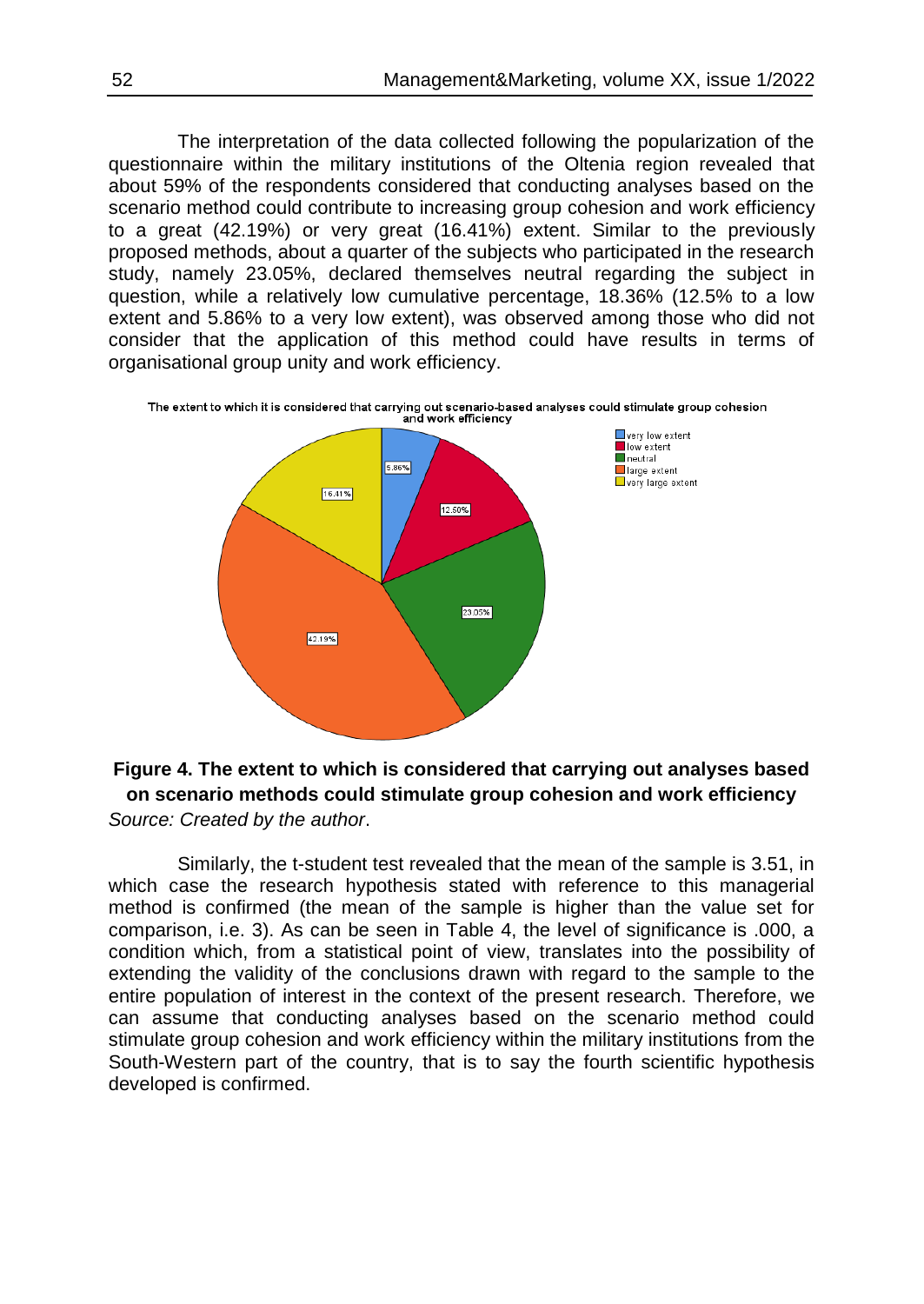The interpretation of the data collected following the popularization of the questionnaire within the military institutions of the Oltenia region revealed that about 59% of the respondents considered that conducting analyses based on the scenario method could contribute to increasing group cohesion and work efficiency to a great (42.19%) or very great (16.41%) extent. Similar to the previously proposed methods, about a quarter of the subjects who participated in the research study, namely 23.05%, declared themselves neutral regarding the subject in question, while a relatively low cumulative percentage, 18.36% (12.5% to a low extent and 5.86% to a very low extent), was observed among those who did not consider that the application of this method could have results in terms of organisational group unity and work efficiency.

The extent to which it is considered that carrying out scenario-based analyses could stimulate group cohesion and work efficiency

- very low extent: 5.86%
- low extent: 12.50%
- neutral: 23.05%
- large extent: 42.19%
- very large extent: 16.41%

**Figure 4. The extent to which is considered that carrying out analyses based on scenario methods could stimulate group cohesion and work efficiency**

*Source: Created by the author*.

Similarly, the t-student test revealed that the mean of the sample is 3.51, in which case the research hypothesis stated with reference to this managerial method is confirmed (the mean of the sample is higher than the value set for comparison, i.e. 3). As can be seen in Table 4, the level of significance is .000, a condition which, from a statistical point of view, translates into the possibility of extending the validity of the conclusions drawn with regard to the sample to the entire population of interest in the context of the present research. Therefore, we can assume that conducting analyses based on the scenario method could stimulate group cohesion and work efficiency within the military institutions from the South-Western part of the country, that is to say the fourth scientific hypothesis developed is confirmed.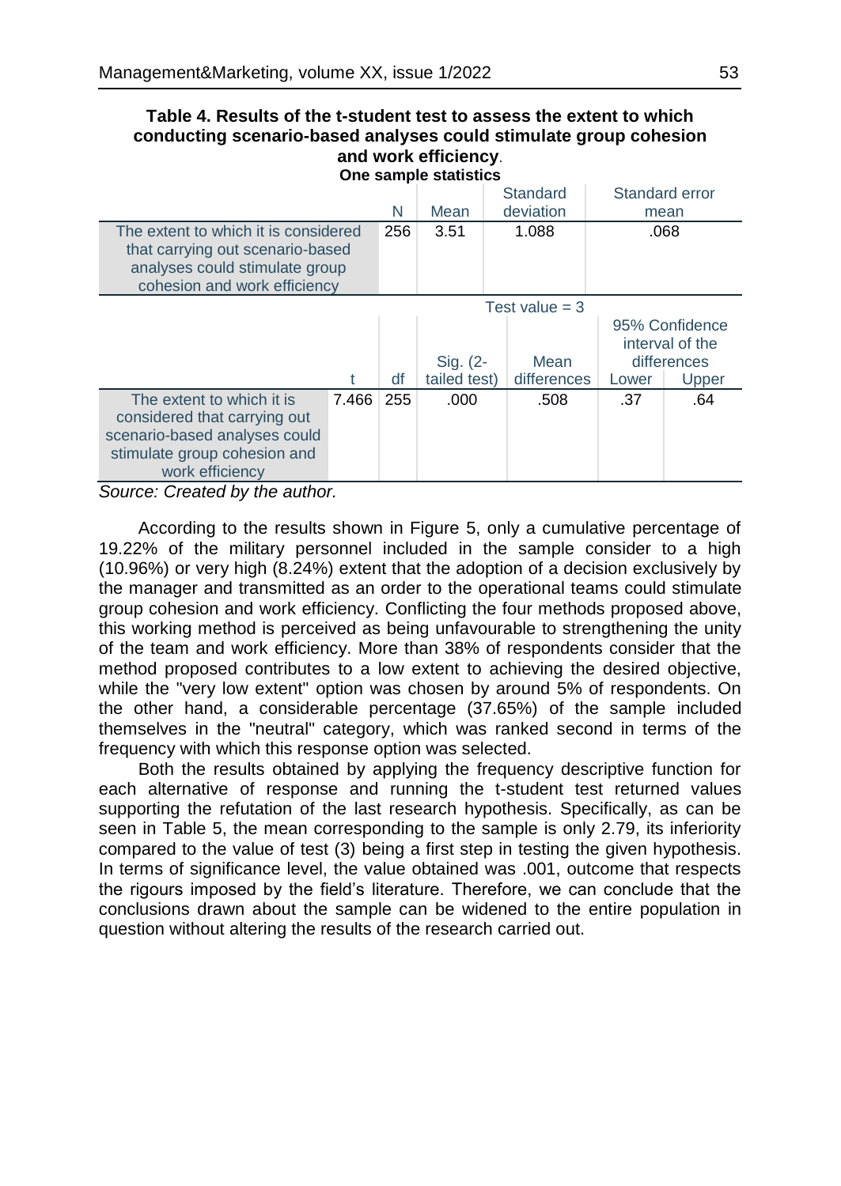**Table 4. Results of the t-student test to assess the extent to which conducting scenario-based analyses could stimulate group cohesion and work efficiency**.

**One sample statistics**

| | N | Mean | Standard deviation | Standard error mean |
|---|---|---|---|---|
| The extent to which it is considered that carrying out scenario-based analyses could stimulate group cohesion and work efficiency | 256 | 3.51 | 1.088 | .068 |

| | Test value = 3 | | | | | |
|---|---|---|---|---|---|---|
| | | | | | 95% Confidence interval of the differences | |
| | t | df | Sig. (2-tailed test) | Mean differences | Lower | Upper |
| The extent to which it is considered that carrying out scenario-based analyses could stimulate group cohesion and work efficiency | 7.466 | 255 | .000 | .508 | .37 | .64 |

*Source: Created by the author.*

According to the results shown in Figure 5, only a cumulative percentage of 19.22% of the military personnel included in the sample consider to a high (10.96%) or very high (8.24%) extent that the adoption of a decision exclusively by the manager and transmitted as an order to the operational teams could stimulate group cohesion and work efficiency. Conflicting the four methods proposed above, this working method is perceived as being unfavourable to strengthening the unity of the team and work efficiency. More than 38% of respondents consider that the method proposed contributes to a low extent to achieving the desired objective, while the "very low extent" option was chosen by around 5% of respondents. On the other hand, a considerable percentage (37.65%) of the sample included themselves in the "neutral" category, which was ranked second in terms of the frequency with which this response option was selected.

Both the results obtained by applying the frequency descriptive function for each alternative of response and running the t-student test returned values supporting the refutation of the last research hypothesis. Specifically, as can be seen in Table 5, the mean corresponding to the sample is only 2.79, its inferiority compared to the value of test (3) being a first step in testing the given hypothesis. In terms of significance level, the value obtained was .001, outcome that respects the rigours imposed by the field's literature. Therefore, we can conclude that the conclusions drawn about the sample can be widened to the entire population in question without altering the results of the research carried out.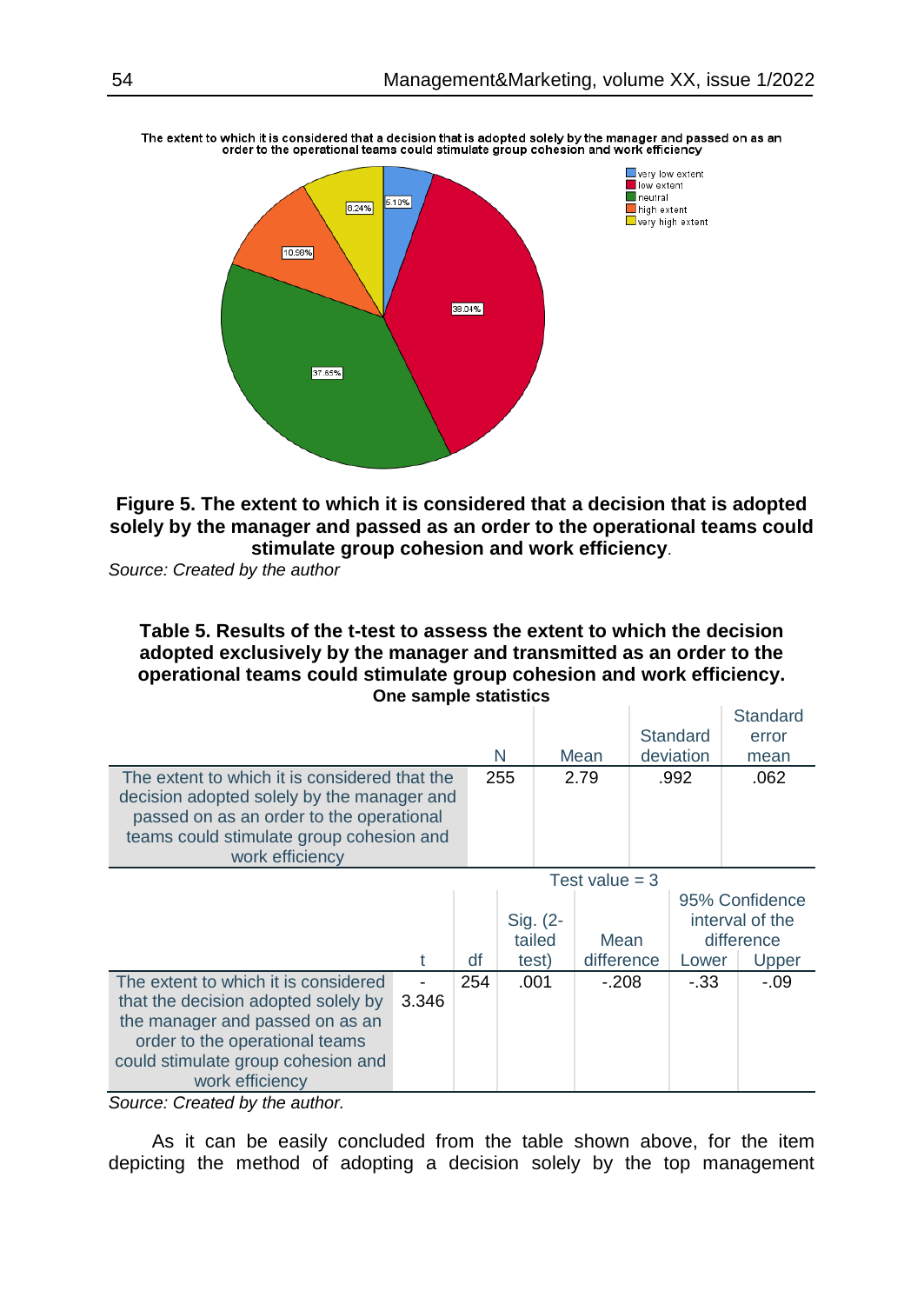**Figure 5. The extent to which it is considered that a decision that is adopted solely by the manager and passed as an order to the operational teams could stimulate group cohesion and work efficiency**.

*Source: Created by the author*

**Table 5. Results of the t-test to assess the extent to which the decision adopted exclusively by the manager and transmitted as an order to the operational teams could stimulate group cohesion and work efficiency.**

**One sample statistics**

| | N | Mean | Standard deviation | Standard error mean |
|---|---|---|---|---|
| The extent to which it is considered that the decision adopted solely by the manager and passed on as an order to the operational teams could stimulate group cohesion and work efficiency | 255 | 2.79 | .992 | .062 |

| | Test value = 3 | | | | | |
|---|---|---|---|---|---|---|
| | | | | | 95% Confidence interval of the difference | |
| | t | df | Sig. (2-tailed test) | Mean difference | Lower | Upper |
| The extent to which it is considered that the decision adopted solely by the manager and passed on as an order to the operational teams could stimulate group cohesion and work efficiency | -3.346 | 254 | .001 | -.208 | -.33 | -.09 |

*Source: Created by the author.*

As it can be easily concluded from the table shown above, for the item depicting the method of adopting a decision solely by the top management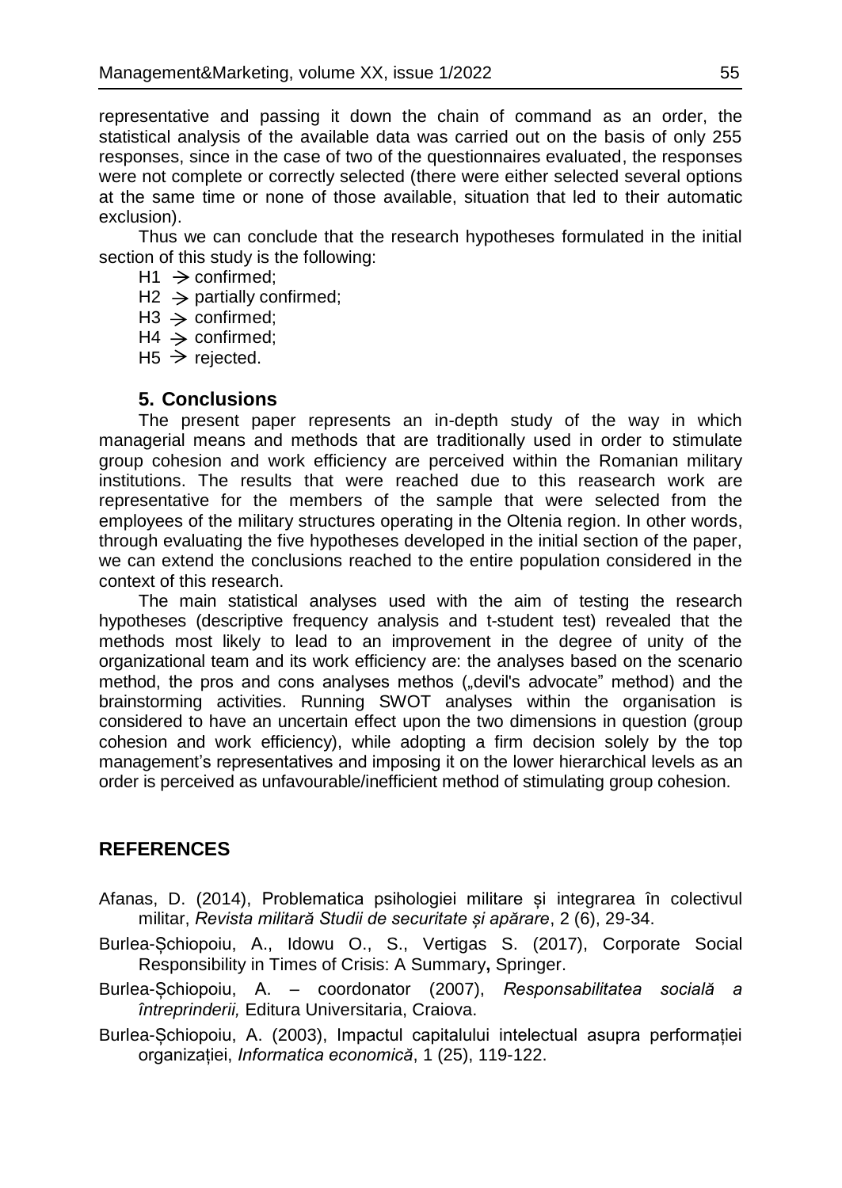representative and passing it down the chain of command as an order, the statistical analysis of the available data was carried out on the basis of only 255 responses, since in the case of two of the questionnaires evaluated, the responses were not complete or correctly selected (there were either selected several options at the same time or none of those available, situation that led to their automatic exclusion).

Thus we can conclude that the research hypotheses formulated in the initial section of this study is the following:

- H1 → confirmed;
- H2 → partially confirmed;
- H3 → confirmed;
- H4 → confirmed;
- H5 → rejected.

## 5. Conclusions

The present paper represents an in-depth study of the way in which managerial means and methods that are traditionally used in order to stimulate group cohesion and work efficiency are perceived within the Romanian military institutions. The results that were reached due to this reasearch work are representative for the members of the sample that were selected from the employees of the military structures operating in the Oltenia region. In other words, through evaluating the five hypotheses developed in the initial section of the paper, we can extend the conclusions reached to the entire population considered in the context of this research.

The main statistical analyses used with the aim of testing the research hypotheses (descriptive frequency analysis and t-student test) revealed that the methods most likely to lead to an improvement in the degree of unity of the organizational team and its work efficiency are: the analyses based on the scenario method, the pros and cons analyses methos („devil's advocate" method) and the brainstorming activities. Running SWOT analyses within the organisation is considered to have an uncertain effect upon the two dimensions in question (group cohesion and work efficiency), while adopting a firm decision solely by the top management's representatives and imposing it on the lower hierarchical levels as an order is perceived as unfavourable/inefficient method of stimulating group cohesion.

## REFERENCES

Afanas, D. (2014), Problematica psihologiei militare și integrarea în colectivul militar, *Revista militară Studii de securitate și apărare*, 2 (6), 29-34.

Burlea-Șchiopoiu, A., Idowu O., S., Vertigas S. (2017), Corporate Social Responsibility in Times of Crisis: A Summary**,** Springer.

Burlea-Șchiopoiu, A. – coordonator (2007), *Responsabilitatea socială a întreprinderii,* Editura Universitaria, Craiova.

Burlea-Șchiopoiu, A. (2003), Impactul capitalului intelectual asupra performației organizației, *Informatica economică*, 1 (25), 119-122.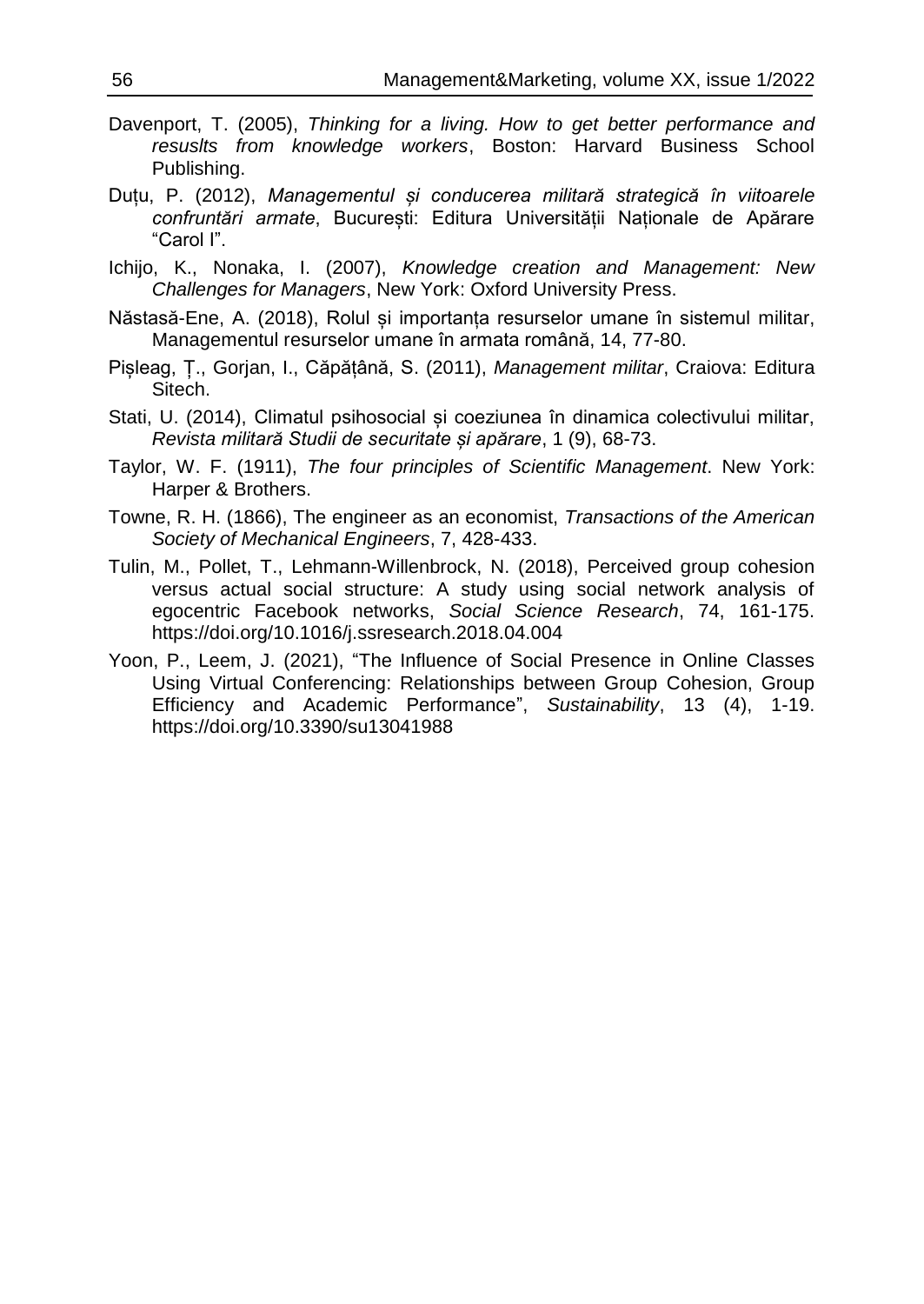Davenport, T. (2005), *Thinking for a living. How to get better performance and resuslts from knowledge workers*, Boston: Harvard Business School Publishing.

Duțu, P. (2012), *Managementul și conducerea militară strategică în viitoarele confruntări armate*, București: Editura Universității Naționale de Apărare "Carol I".

Ichijo, K., Nonaka, I. (2007), *Knowledge creation and Management: New Challenges for Managers*, New York: Oxford University Press.

Năstasă-Ene, A. (2018), Rolul și importanța resurselor umane în sistemul militar, Managementul resurselor umane în armata română, 14, 77-80.

Pișleag, Ț., Gorjan, I., Căpățână, S. (2011), *Management militar*, Craiova: Editura Sitech.

Stati, U. (2014), Climatul psihosocial și coeziunea în dinamica colectivului militar, *Revista militară Studii de securitate și apărare*, 1 (9), 68-73.

Taylor, W. F. (1911), *The four principles of Scientific Management*. New York: Harper & Brothers.

Towne, R. H. (1866), The engineer as an economist, *Transactions of the American Society of Mechanical Engineers*, 7, 428-433.

Tulin, M., Pollet, T., Lehmann-Willenbrock, N. (2018), Perceived group cohesion versus actual social structure: A study using social network analysis of egocentric Facebook networks, *Social Science Research*, 74, 161-175. https://doi.org/10.1016/j.ssresearch.2018.04.004

Yoon, P., Leem, J. (2021), "The Influence of Social Presence in Online Classes Using Virtual Conferencing: Relationships between Group Cohesion, Group Efficiency and Academic Performance", *Sustainability*, 13 (4), 1-19. https://doi.org/10.3390/su13041988